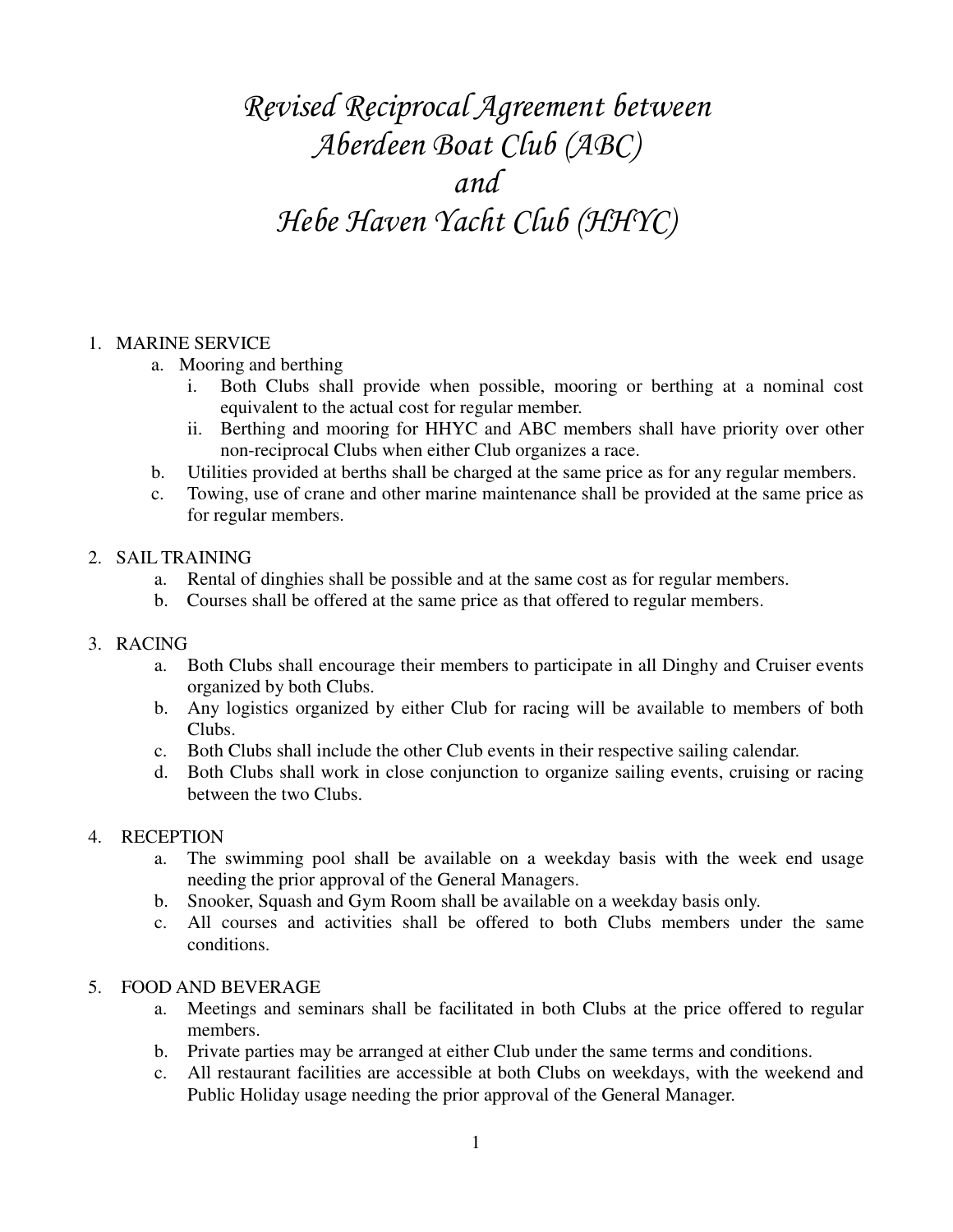# *Revised Reciprocal Agreement between Aberdeen Boat Club (ABC) and Hebe Haven Yacht Club (HHYC)*

1. MARINE SERVICE
   a. Mooring and berthing
      i. Both Clubs shall provide when possible, mooring or berthing at a nominal cost equivalent to the actual cost for regular member.
      ii. Berthing and mooring for HHYC and ABC members shall have priority over other non-reciprocal Clubs when either Club organizes a race.
   b. Utilities provided at berths shall be charged at the same price as for any regular members.
   c. Towing, use of crane and other marine maintenance shall be provided at the same price as for regular members.

2. SAIL TRAINING
   a. Rental of dinghies shall be possible and at the same cost as for regular members.
   b. Courses shall be offered at the same price as that offered to regular members.

3. RACING
   a. Both Clubs shall encourage their members to participate in all Dinghy and Cruiser events organized by both Clubs.
   b. Any logistics organized by either Club for racing will be available to members of both Clubs.
   c. Both Clubs shall include the other Club events in their respective sailing calendar.
   d. Both Clubs shall work in close conjunction to organize sailing events, cruising or racing between the two Clubs.

4. RECEPTION
   a. The swimming pool shall be available on a weekday basis with the week end usage needing the prior approval of the General Managers.
   b. Snooker, Squash and Gym Room shall be available on a weekday basis only.
   c. All courses and activities shall be offered to both Clubs members under the same conditions.

5. FOOD AND BEVERAGE
   a. Meetings and seminars shall be facilitated in both Clubs at the price offered to regular members.
   b. Private parties may be arranged at either Club under the same terms and conditions.
   c. All restaurant facilities are accessible at both Clubs on weekdays, with the weekend and Public Holiday usage needing the prior approval of the General Manager.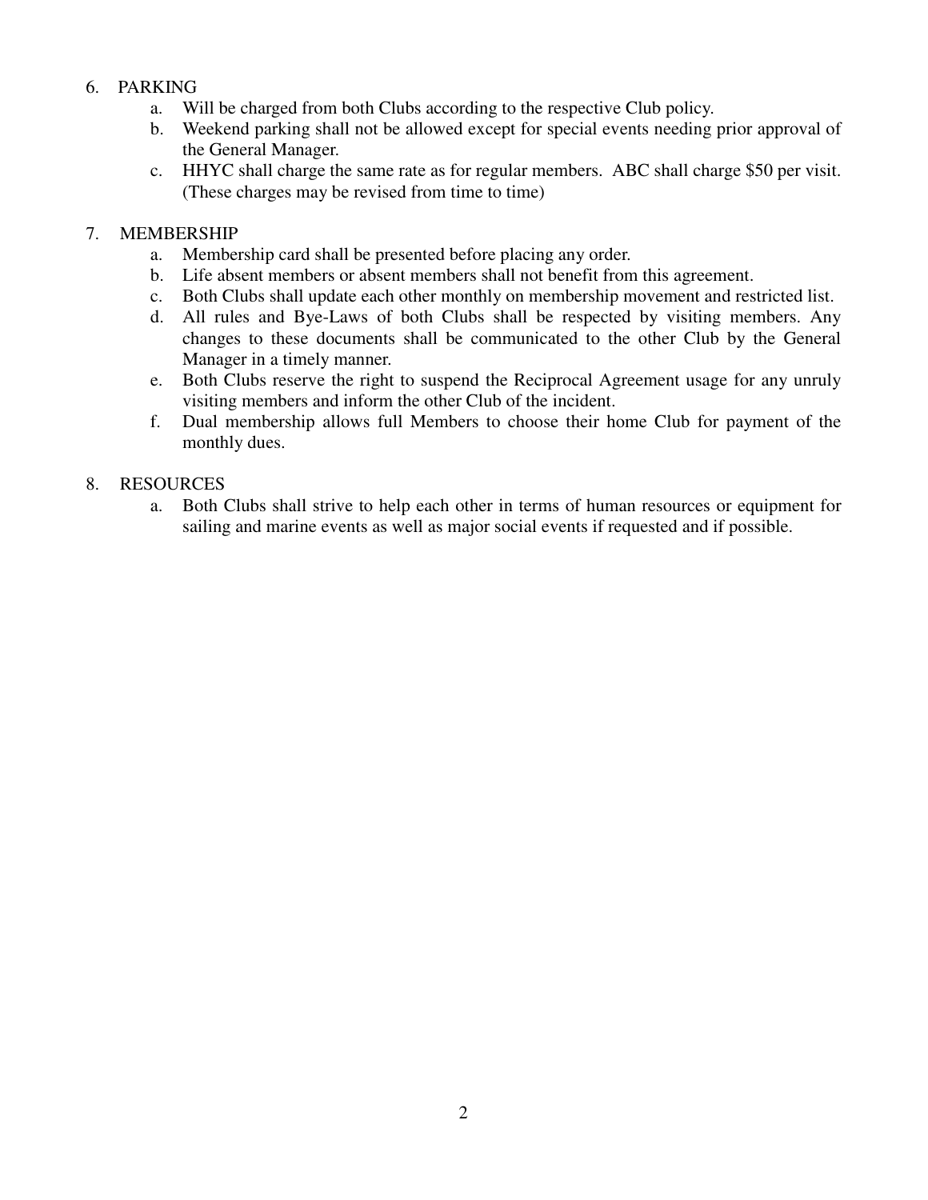6. PARKING
    a. Will be charged from both Clubs according to the respective Club policy.
    b. Weekend parking shall not be allowed except for special events needing prior approval of the General Manager.
    c. HHYC shall charge the same rate as for regular members. ABC shall charge $50 per visit. (These charges may be revised from time to time)

7. MEMBERSHIP
    a. Membership card shall be presented before placing any order.
    b. Life absent members or absent members shall not benefit from this agreement.
    c. Both Clubs shall update each other monthly on membership movement and restricted list.
    d. All rules and Bye-Laws of both Clubs shall be respected by visiting members. Any changes to these documents shall be communicated to the other Club by the General Manager in a timely manner.
    e. Both Clubs reserve the right to suspend the Reciprocal Agreement usage for any unruly visiting members and inform the other Club of the incident.
    f. Dual membership allows full Members to choose their home Club for payment of the monthly dues.

8. RESOURCES
    a. Both Clubs shall strive to help each other in terms of human resources or equipment for sailing and marine events as well as major social events if requested and if possible.